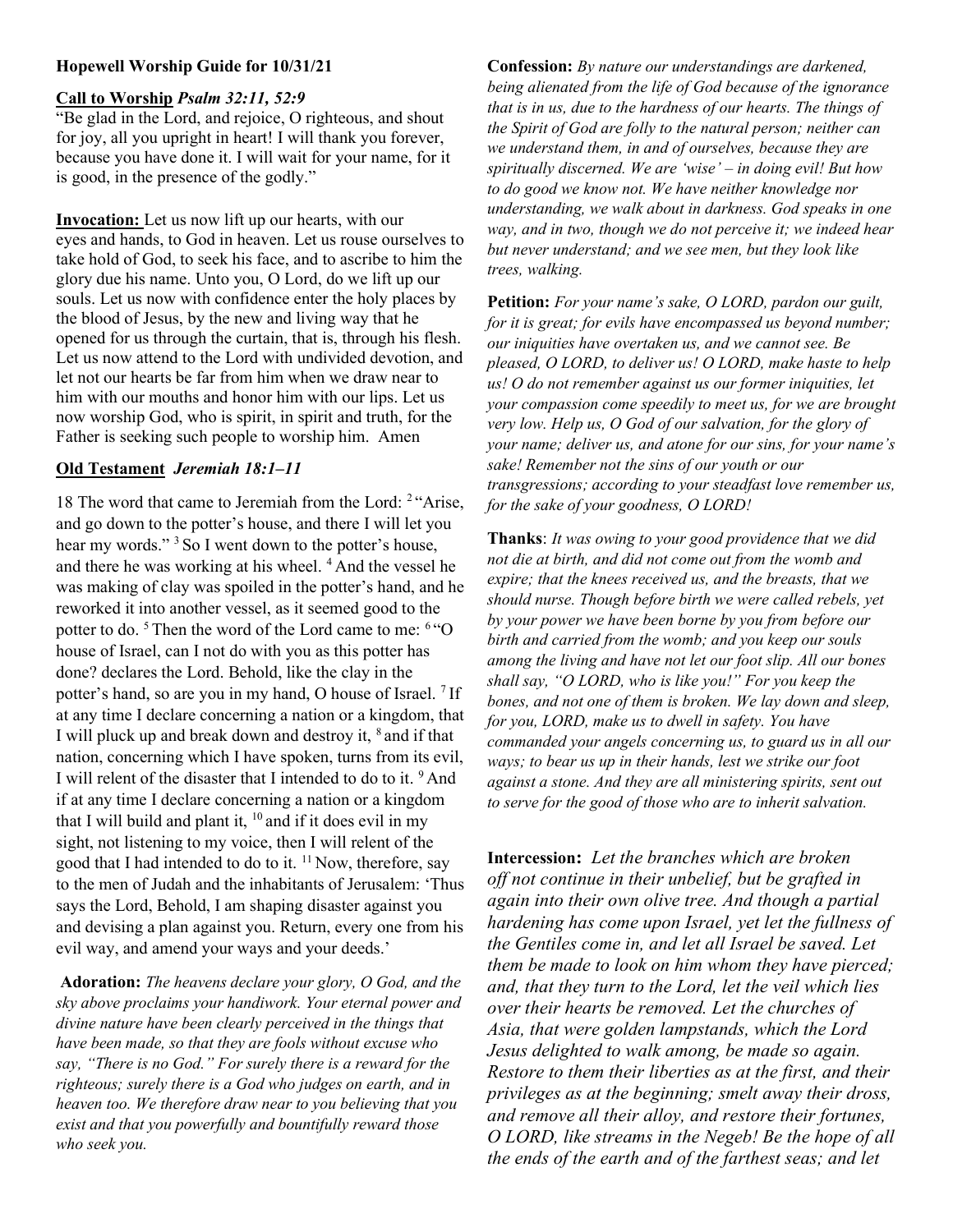**Hopewell Worship Guide for 10/31/21**

**Call to Worship** ***Psalm 32:11, 52:9***

"Be glad in the Lord, and rejoice, O righteous, and shout for joy, all you upright in heart! I will thank you forever, because you have done it. I will wait for your name, for it is good, in the presence of the godly."

**Invocation:** Let us now lift up our hearts, with our eyes and hands, to God in heaven. Let us rouse ourselves to take hold of God, to seek his face, and to ascribe to him the glory due his name. Unto you, O Lord, do we lift up our souls. Let us now with confidence enter the holy places by the blood of Jesus, by the new and living way that he opened for us through the curtain, that is, through his flesh. Let us now attend to the Lord with undivided devotion, and let not our hearts be far from him when we draw near to him with our mouths and honor him with our lips. Let us now worship God, who is spirit, in spirit and truth, for the Father is seeking such people to worship him. Amen

**Old Testament** ***Jeremiah 18:1–11***

18 The word that came to Jeremiah from the Lord: [2] "Arise, and go down to the potter's house, and there I will let you hear my words." [3] So I went down to the potter's house, and there he was working at his wheel. [4] And the vessel he was making of clay was spoiled in the potter's hand, and he reworked it into another vessel, as it seemed good to the potter to do. [5] Then the word of the Lord came to me: [6] "O house of Israel, can I not do with you as this potter has done? declares the Lord. Behold, like the clay in the potter's hand, so are you in my hand, O house of Israel. [7] If at any time I declare concerning a nation or a kingdom, that I will pluck up and break down and destroy it, [8] and if that nation, concerning which I have spoken, turns from its evil, I will relent of the disaster that I intended to do to it. [9] And if at any time I declare concerning a nation or a kingdom that I will build and plant it, [10] and if it does evil in my sight, not listening to my voice, then I will relent of the good that I had intended to do to it. [11] Now, therefore, say to the men of Judah and the inhabitants of Jerusalem: 'Thus says the Lord, Behold, I am shaping disaster against you and devising a plan against you. Return, every one from his evil way, and amend your ways and your deeds.'

**Adoration:** *The heavens declare your glory, O God, and the sky above proclaims your handiwork. Your eternal power and divine nature have been clearly perceived in the things that have been made, so that they are fools without excuse who say, "There is no God." For surely there is a reward for the righteous; surely there is a God who judges on earth, and in heaven too. We therefore draw near to you believing that you exist and that you powerfully and bountifully reward those who seek you.*

**Confession:** *By nature our understandings are darkened, being alienated from the life of God because of the ignorance that is in us, due to the hardness of our hearts. The things of the Spirit of God are folly to the natural person; neither can we understand them, in and of ourselves, because they are spiritually discerned. We are 'wise' – in doing evil! But how to do good we know not. We have neither knowledge nor understanding, we walk about in darkness. God speaks in one way, and in two, though we do not perceive it; we indeed hear but never understand; and we see men, but they look like trees, walking.*

**Petition:** *For your name's sake, O LORD, pardon our guilt, for it is great; for evils have encompassed us beyond number; our iniquities have overtaken us, and we cannot see. Be pleased, O LORD, to deliver us! O LORD, make haste to help us! O do not remember against us our former iniquities, let your compassion come speedily to meet us, for we are brought very low. Help us, O God of our salvation, for the glory of your name; deliver us, and atone for our sins, for your name's sake! Remember not the sins of our youth or our transgressions; according to your steadfast love remember us, for the sake of your goodness, O LORD!*

**Thanks**: *It was owing to your good providence that we did not die at birth, and did not come out from the womb and expire; that the knees received us, and the breasts, that we should nurse. Though before birth we were called rebels, yet by your power we have been borne by you from before our birth and carried from the womb; and you keep our souls among the living and have not let our foot slip. All our bones shall say, "O LORD, who is like you!" For you keep the bones, and not one of them is broken. We lay down and sleep, for you, LORD, make us to dwell in safety. You have commanded your angels concerning us, to guard us in all our ways; to bear us up in their hands, lest we strike our foot against a stone. And they are all ministering spirits, sent out to serve for the good of those who are to inherit salvation.*

**Intercession:** *Let the branches which are broken off not continue in their unbelief, but be grafted in again into their own olive tree. And though a partial hardening has come upon Israel, yet let the fullness of the Gentiles come in, and let all Israel be saved. Let them be made to look on him whom they have pierced; and, that they turn to the Lord, let the veil which lies over their hearts be removed. Let the churches of Asia, that were golden lampstands, which the Lord Jesus delighted to walk among, be made so again. Restore to them their liberties as at the first, and their privileges as at the beginning; smelt away their dross, and remove all their alloy, and restore their fortunes, O LORD, like streams in the Negeb! Be the hope of all the ends of the earth and of the farthest seas; and let*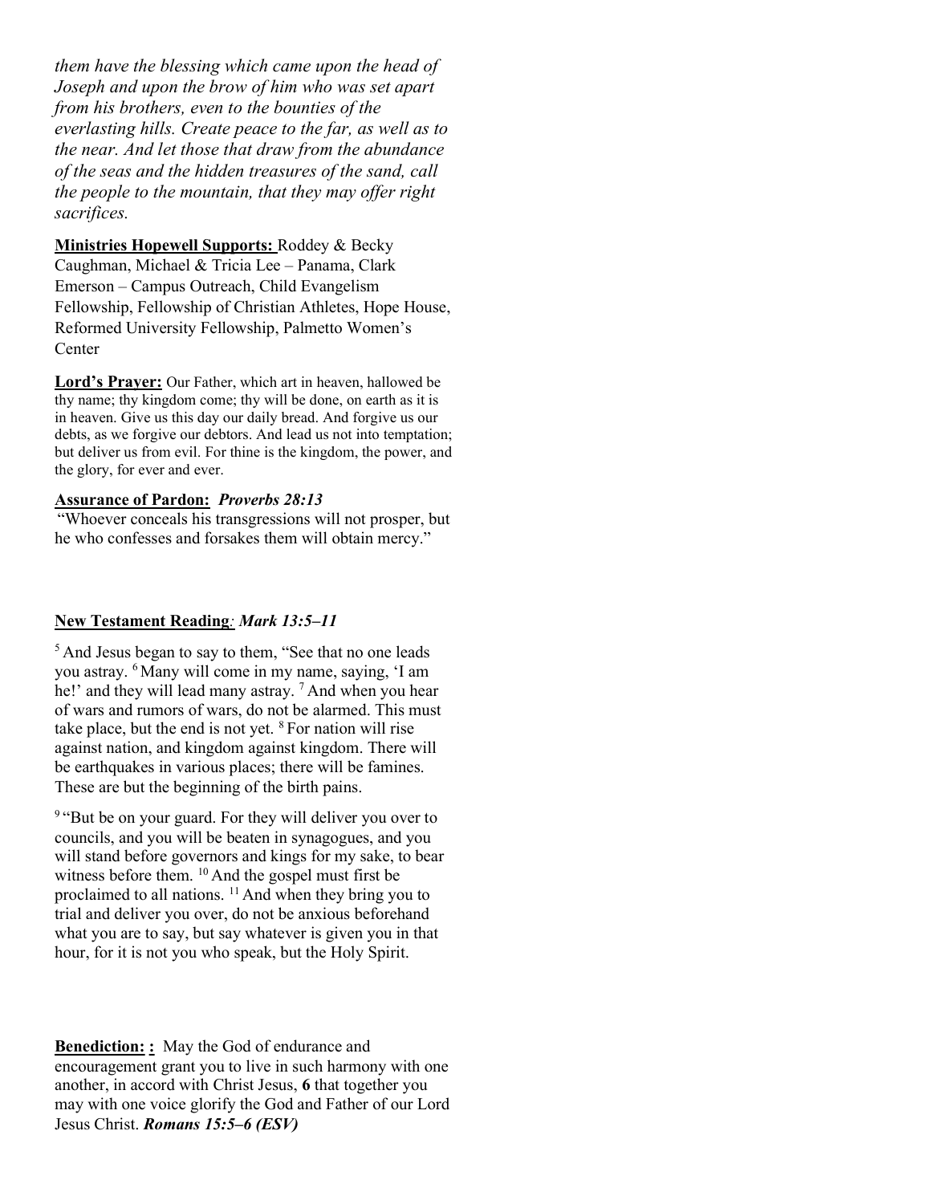*them have the blessing which came upon the head of Joseph and upon the brow of him who was set apart from his brothers, even to the bounties of the everlasting hills. Create peace to the far, as well as to the near. And let those that draw from the abundance of the seas and the hidden treasures of the sand, call the people to the mountain, that they may offer right sacrifices.*

**Ministries Hopewell Supports:** Roddey & Becky Caughman, Michael & Tricia Lee – Panama, Clark Emerson – Campus Outreach, Child Evangelism Fellowship, Fellowship of Christian Athletes, Hope House, Reformed University Fellowship, Palmetto Women's Center

**Lord's Prayer:** Our Father, which art in heaven, hallowed be thy name; thy kingdom come; thy will be done, on earth as it is in heaven. Give us this day our daily bread. And forgive us our debts, as we forgive our debtors. And lead us not into temptation; but deliver us from evil. For thine is the kingdom, the power, and the glory, for ever and ever.

**Assurance of Pardon:** ***Proverbs 28:13***

"Whoever conceals his transgressions will not prosper, but he who confesses and forsakes them will obtain mercy."

**New Testament Reading**: ***Mark 13:5–11***

[5] And Jesus began to say to them, "See that no one leads you astray. [6] Many will come in my name, saying, 'I am he!' and they will lead many astray. [7] And when you hear of wars and rumors of wars, do not be alarmed. This must take place, but the end is not yet. [8] For nation will rise against nation, and kingdom against kingdom. There will be earthquakes in various places; there will be famines. These are but the beginning of the birth pains.

[9] "But be on your guard. For they will deliver you over to councils, and you will be beaten in synagogues, and you will stand before governors and kings for my sake, to bear witness before them. [10] And the gospel must first be proclaimed to all nations. [11] And when they bring you to trial and deliver you over, do not be anxious beforehand what you are to say, but say whatever is given you in that hour, for it is not you who speak, but the Holy Spirit.

**Benediction: :** May the God of endurance and encouragement grant you to live in such harmony with one another, in accord with Christ Jesus, **6** that together you may with one voice glorify the God and Father of our Lord Jesus Christ. ***Romans 15:5–6 (ESV)***